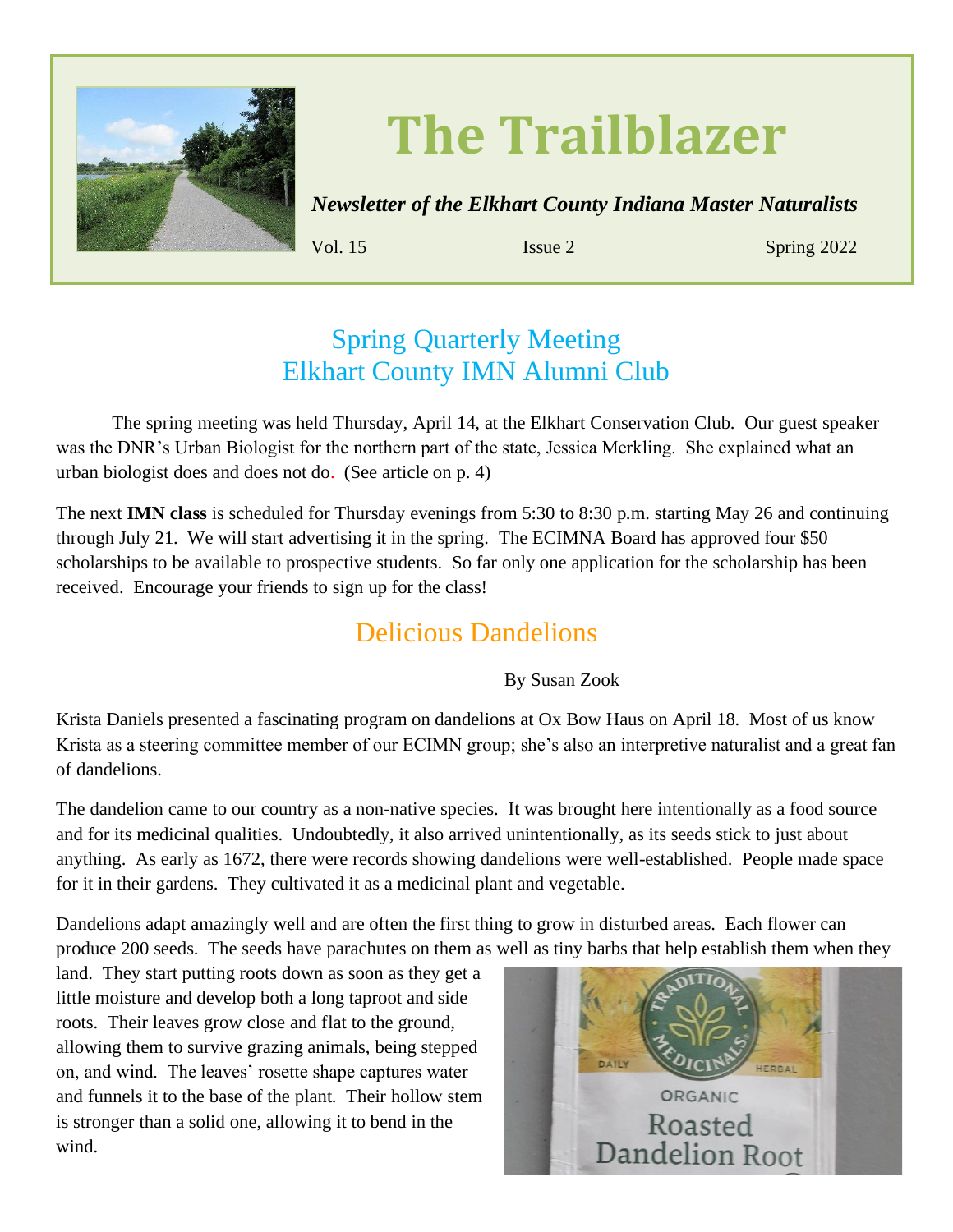# The Trailblazer

***Newsletter of the Elkhart County Indiana Master Naturalists***

Vol. 15 Issue 2 Spring 2022

## Spring Quarterly Meeting
## Elkhart County IMN Alumni Club

The spring meeting was held Thursday, April 14, at the Elkhart Conservation Club. Our guest speaker was the DNR's Urban Biologist for the northern part of the state, Jessica Merkling. She explained what an urban biologist does and does not do. (See article on p. 4)

The next **IMN class** is scheduled for Thursday evenings from 5:30 to 8:30 p.m. starting May 26 and continuing through July 21. We will start advertising it in the spring. The ECIMNA Board has approved four $50 scholarships to be available to prospective students. So far only one application for the scholarship has been received. Encourage your friends to sign up for the class!

## Delicious Dandelions

By Susan Zook

Krista Daniels presented a fascinating program on dandelions at Ox Bow Haus on April 18. Most of us know Krista as a steering committee member of our ECIMN group; she's also an interpretive naturalist and a great fan of dandelions.

The dandelion came to our country as a non-native species. It was brought here intentionally as a food source and for its medicinal qualities. Undoubtedly, it also arrived unintentionally, as its seeds stick to just about anything. As early as 1672, there were records showing dandelions were well-established. People made space for it in their gardens. They cultivated it as a medicinal plant and vegetable.

Dandelions adapt amazingly well and are often the first thing to grow in disturbed areas. Each flower can produce 200 seeds. The seeds have parachutes on them as well as tiny barbs that help establish them when they land. They start putting roots down as soon as they get a little moisture and develop both a long taproot and side roots. Their leaves grow close and flat to the ground, allowing them to survive grazing animals, being stepped on, and wind. The leaves' rosette shape captures water and funnels it to the base of the plant. Their hollow stem is stronger than a solid one, allowing it to bend in the wind.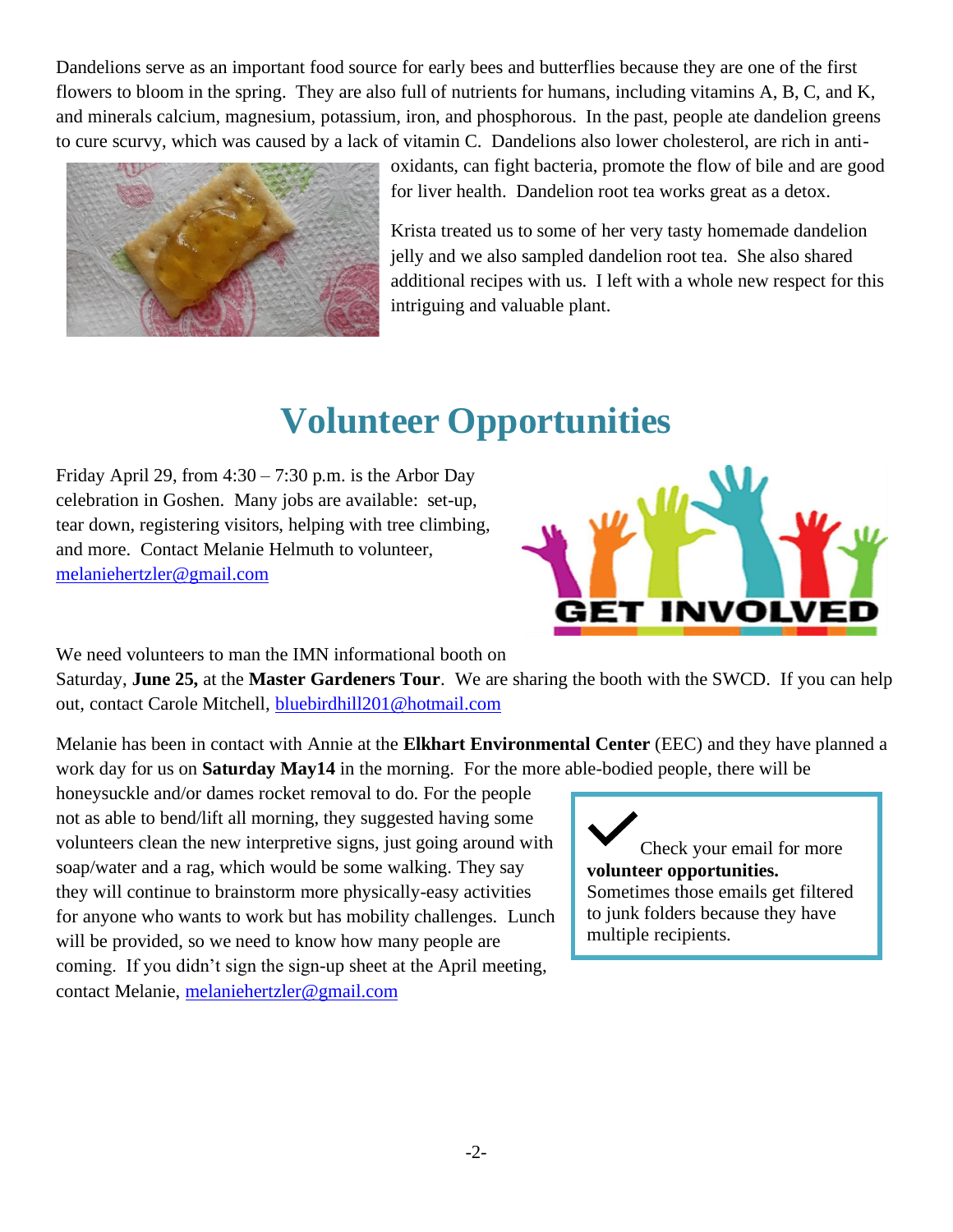Dandelions serve as an important food source for early bees and butterflies because they are one of the first flowers to bloom in the spring. They are also full of nutrients for humans, including vitamins A, B, C, and K, and minerals calcium, magnesium, potassium, iron, and phosphorous. In the past, people ate dandelion greens to cure scurvy, which was caused by a lack of vitamin C. Dandelions also lower cholesterol, are rich in anti-oxidants, can fight bacteria, promote the flow of bile and are good for liver health. Dandelion root tea works great as a detox.

Krista treated us to some of her very tasty homemade dandelion jelly and we also sampled dandelion root tea. She also shared additional recipes with us. I left with a whole new respect for this intriguing and valuable plant.

# Volunteer Opportunities

Friday April 29, from 4:30 – 7:30 p.m. is the Arbor Day celebration in Goshen. Many jobs are available: set-up, tear down, registering visitors, helping with tree climbing, and more. Contact Melanie Helmuth to volunteer, melaniehertzler@gmail.com

We need volunteers to man the IMN informational booth on Saturday, **June 25,** at the **Master Gardeners Tour**. We are sharing the booth with the SWCD. If you can help out, contact Carole Mitchell, bluebirdhill201@hotmail.com

Melanie has been in contact with Annie at the **Elkhart Environmental Center** (EEC) and they have planned a work day for us on **Saturday May14** in the morning. For the more able-bodied people, there will be honeysuckle and/or dames rocket removal to do. For the people not as able to bend/lift all morning, they suggested having some volunteers clean the new interpretive signs, just going around with soap/water and a rag, which would be some walking. They say they will continue to brainstorm more physically-easy activities for anyone who wants to work but has mobility challenges. Lunch will be provided, so we need to know how many people are coming. If you didn't sign the sign-up sheet at the April meeting, contact Melanie, melaniehertzler@gmail.com

✔ Check your email for more **volunteer opportunities.** Sometimes those emails get filtered to junk folders because they have multiple recipients.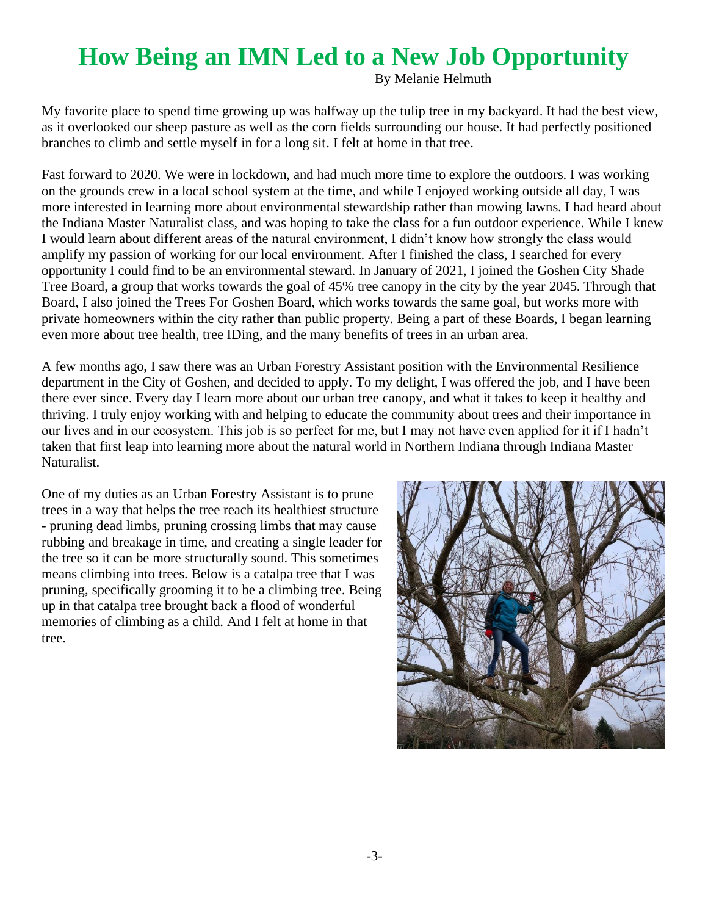# How Being an IMN Led to a New Job Opportunity

By Melanie Helmuth

My favorite place to spend time growing up was halfway up the tulip tree in my backyard. It had the best view, as it overlooked our sheep pasture as well as the corn fields surrounding our house. It had perfectly positioned branches to climb and settle myself in for a long sit. I felt at home in that tree.

Fast forward to 2020. We were in lockdown, and had much more time to explore the outdoors. I was working on the grounds crew in a local school system at the time, and while I enjoyed working outside all day, I was more interested in learning more about environmental stewardship rather than mowing lawns. I had heard about the Indiana Master Naturalist class, and was hoping to take the class for a fun outdoor experience. While I knew I would learn about different areas of the natural environment, I didn't know how strongly the class would amplify my passion of working for our local environment. After I finished the class, I searched for every opportunity I could find to be an environmental steward. In January of 2021, I joined the Goshen City Shade Tree Board, a group that works towards the goal of 45% tree canopy in the city by the year 2045. Through that Board, I also joined the Trees For Goshen Board, which works towards the same goal, but works more with private homeowners within the city rather than public property. Being a part of these Boards, I began learning even more about tree health, tree IDing, and the many benefits of trees in an urban area.

A few months ago, I saw there was an Urban Forestry Assistant position with the Environmental Resilience department in the City of Goshen, and decided to apply. To my delight, I was offered the job, and I have been there ever since. Every day I learn more about our urban tree canopy, and what it takes to keep it healthy and thriving. I truly enjoy working with and helping to educate the community about trees and their importance in our lives and in our ecosystem. This job is so perfect for me, but I may not have even applied for it if I hadn't taken that first leap into learning more about the natural world in Northern Indiana through Indiana Master Naturalist.

One of my duties as an Urban Forestry Assistant is to prune trees in a way that helps the tree reach its healthiest structure - pruning dead limbs, pruning crossing limbs that may cause rubbing and breakage in time, and creating a single leader for the tree so it can be more structurally sound. This sometimes means climbing into trees. Below is a catalpa tree that I was pruning, specifically grooming it to be a climbing tree. Being up in that catalpa tree brought back a flood of wonderful memories of climbing as a child. And I felt at home in that tree.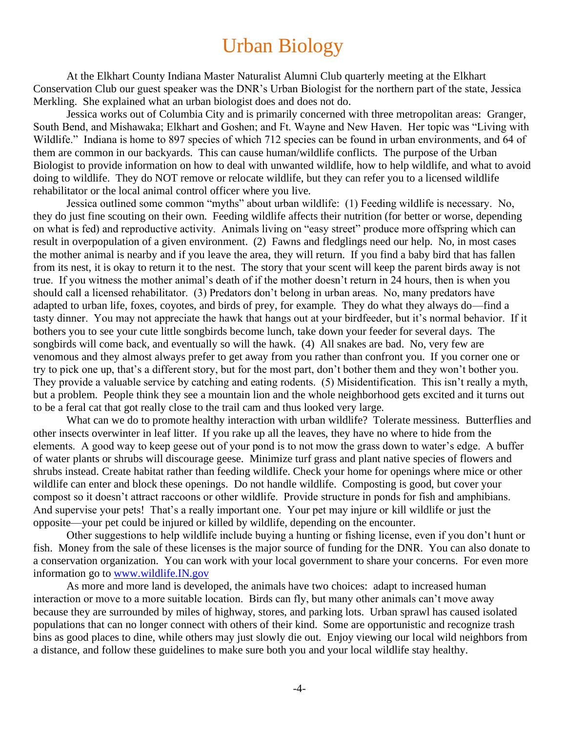# Urban Biology

At the Elkhart County Indiana Master Naturalist Alumni Club quarterly meeting at the Elkhart Conservation Club our guest speaker was the DNR's Urban Biologist for the northern part of the state, Jessica Merkling. She explained what an urban biologist does and does not do.

Jessica works out of Columbia City and is primarily concerned with three metropolitan areas: Granger, South Bend, and Mishawaka; Elkhart and Goshen; and Ft. Wayne and New Haven. Her topic was "Living with Wildlife." Indiana is home to 897 species of which 712 species can be found in urban environments, and 64 of them are common in our backyards. This can cause human/wildlife conflicts. The purpose of the Urban Biologist to provide information on how to deal with unwanted wildlife, how to help wildlife, and what to avoid doing to wildlife. They do NOT remove or relocate wildlife, but they can refer you to a licensed wildlife rehabilitator or the local animal control officer where you live.

Jessica outlined some common "myths" about urban wildlife: (1) Feeding wildlife is necessary. No, they do just fine scouting on their own. Feeding wildlife affects their nutrition (for better or worse, depending on what is fed) and reproductive activity. Animals living on "easy street" produce more offspring which can result in overpopulation of a given environment. (2) Fawns and fledglings need our help. No, in most cases the mother animal is nearby and if you leave the area, they will return. If you find a baby bird that has fallen from its nest, it is okay to return it to the nest. The story that your scent will keep the parent birds away is not true. If you witness the mother animal's death of if the mother doesn't return in 24 hours, then is when you should call a licensed rehabilitator. (3) Predators don't belong in urban areas. No, many predators have adapted to urban life, foxes, coyotes, and birds of prey, for example. They do what they always do—find a tasty dinner. You may not appreciate the hawk that hangs out at your birdfeeder, but it's normal behavior. If it bothers you to see your cute little songbirds become lunch, take down your feeder for several days. The songbirds will come back, and eventually so will the hawk. (4) All snakes are bad. No, very few are venomous and they almost always prefer to get away from you rather than confront you. If you corner one or try to pick one up, that's a different story, but for the most part, don't bother them and they won't bother you. They provide a valuable service by catching and eating rodents. (5) Misidentification. This isn't really a myth, but a problem. People think they see a mountain lion and the whole neighborhood gets excited and it turns out to be a feral cat that got really close to the trail cam and thus looked very large.

What can we do to promote healthy interaction with urban wildlife? Tolerate messiness. Butterflies and other insects overwinter in leaf litter. If you rake up all the leaves, they have no where to hide from the elements. A good way to keep geese out of your pond is to not mow the grass down to water's edge. A buffer of water plants or shrubs will discourage geese. Minimize turf grass and plant native species of flowers and shrubs instead. Create habitat rather than feeding wildlife. Check your home for openings where mice or other wildlife can enter and block these openings. Do not handle wildlife. Composting is good, but cover your compost so it doesn't attract raccoons or other wildlife. Provide structure in ponds for fish and amphibians. And supervise your pets! That's a really important one. Your pet may injure or kill wildlife or just the opposite—your pet could be injured or killed by wildlife, depending on the encounter.

Other suggestions to help wildlife include buying a hunting or fishing license, even if you don't hunt or fish. Money from the sale of these licenses is the major source of funding for the DNR. You can also donate to a conservation organization. You can work with your local government to share your concerns. For even more information go to [www.wildlife.IN.gov](http://www.wildlife.IN.gov)

As more and more land is developed, the animals have two choices: adapt to increased human interaction or move to a more suitable location. Birds can fly, but many other animals can't move away because they are surrounded by miles of highway, stores, and parking lots. Urban sprawl has caused isolated populations that can no longer connect with others of their kind. Some are opportunistic and recognize trash bins as good places to dine, while others may just slowly die out. Enjoy viewing our local wild neighbors from a distance, and follow these guidelines to make sure both you and your local wildlife stay healthy.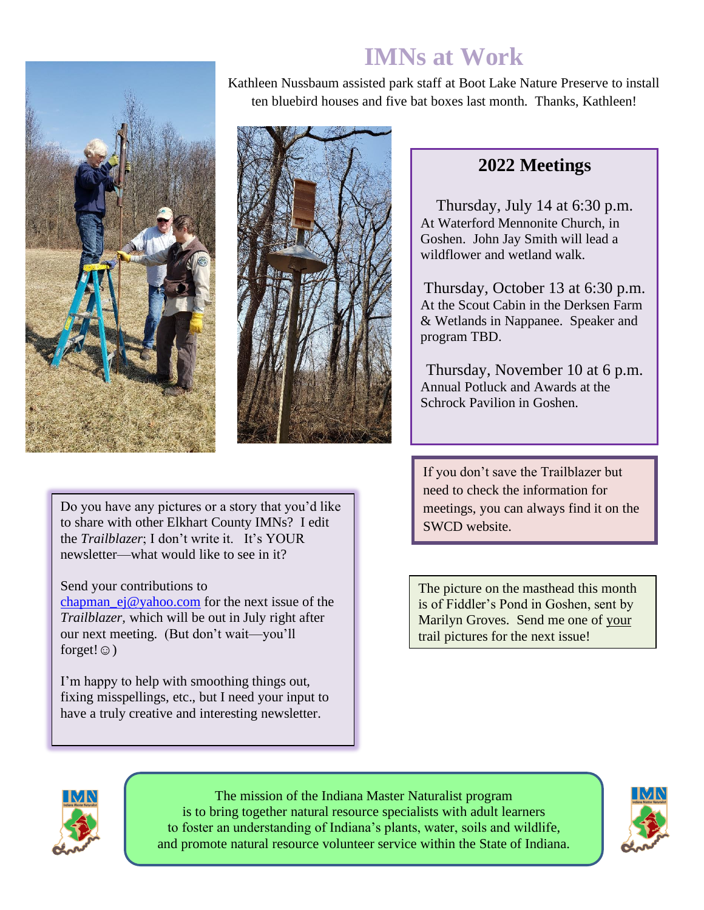# IMNs at Work

Kathleen Nussbaum assisted park staff at Boot Lake Nature Preserve to install ten bluebird houses and five bat boxes last month. Thanks, Kathleen!

## 2022 Meetings

Thursday, July 14 at 6:30 p.m.
At Waterford Mennonite Church, in Goshen. John Jay Smith will lead a wildflower and wetland walk.

Thursday, October 13 at 6:30 p.m.
At the Scout Cabin in the Derksen Farm & Wetlands in Nappanee. Speaker and program TBD.

Thursday, November 10 at 6 p.m.
Annual Potluck and Awards at the Schrock Pavilion in Goshen.

If you don't save the Trailblazer but need to check the information for meetings, you can always find it on the SWCD website.

Do you have any pictures or a story that you'd like to share with other Elkhart County IMNs? I edit the *Trailblazer*; I don't write it. It's YOUR newsletter—what would like to see in it?

Send your contributions to chapman_ej@yahoo.com for the next issue of the *Trailblazer,* which will be out in July right after our next meeting. (But don't wait—you'll forget! ☺)

I'm happy to help with smoothing things out, fixing misspellings, etc., but I need your input to have a truly creative and interesting newsletter.

The picture on the masthead this month is of Fiddler's Pond in Goshen, sent by Marilyn Groves. Send me one of your trail pictures for the next issue!

The mission of the Indiana Master Naturalist program is to bring together natural resource specialists with adult learners to foster an understanding of Indiana's plants, water, soils and wildlife, and promote natural resource volunteer service within the State of Indiana.